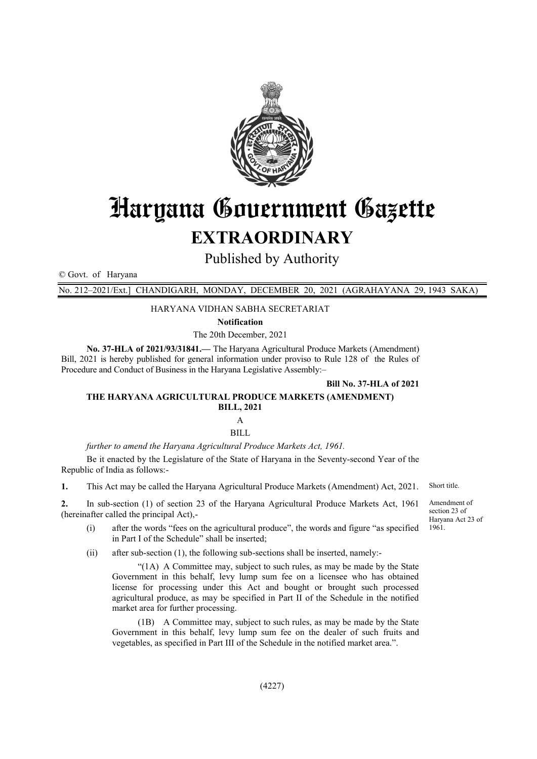# Haryana Government Gazette

## EXTRAORDINARY

Published by Authority

© Govt. of Haryana

No. 212–2021/Ext.] CHANDIGARH, MONDAY, DECEMBER 20, 2021 (AGRAHAYANA 29, 1943 SAKA)

HARYANA VIDHAN SABHA SECRETARIAT

**Notification**

The 20th December, 2021

**No. 37-HLA of 2021/93/31841.—** The Haryana Agricultural Produce Markets (Amendment) Bill, 2021 is hereby published for general information under proviso to Rule 128 of the Rules of Procedure and Conduct of Business in the Haryana Legislative Assembly:–

**Bill No. 37-HLA of 2021**

**THE HARYANA AGRICULTURAL PRODUCE MARKETS (AMENDMENT) BILL, 2021**

A

BILL

*further to amend the Haryana Agricultural Produce Markets Act, 1961.*

Be it enacted by the Legislature of the State of Haryana in the Seventy-second Year of the Republic of India as follows:-

Short title.

**1.** This Act may be called the Haryana Agricultural Produce Markets (Amendment) Act, 2021.

Amendment of section 23 of Haryana Act 23 of 1961.

**2.** In sub-section (1) of section 23 of the Haryana Agricultural Produce Markets Act, 1961 (hereinafter called the principal Act),-

(i) after the words "fees on the agricultural produce", the words and figure "as specified in Part I of the Schedule" shall be inserted;

(ii) after sub-section (1), the following sub-sections shall be inserted, namely:-

"(1A) A Committee may, subject to such rules, as may be made by the State Government in this behalf, levy lump sum fee on a licensee who has obtained license for processing under this Act and bought or brought such processed agricultural produce, as may be specified in Part II of the Schedule in the notified market area for further processing.

(1B) A Committee may, subject to such rules, as may be made by the State Government in this behalf, levy lump sum fee on the dealer of such fruits and vegetables, as specified in Part III of the Schedule in the notified market area.".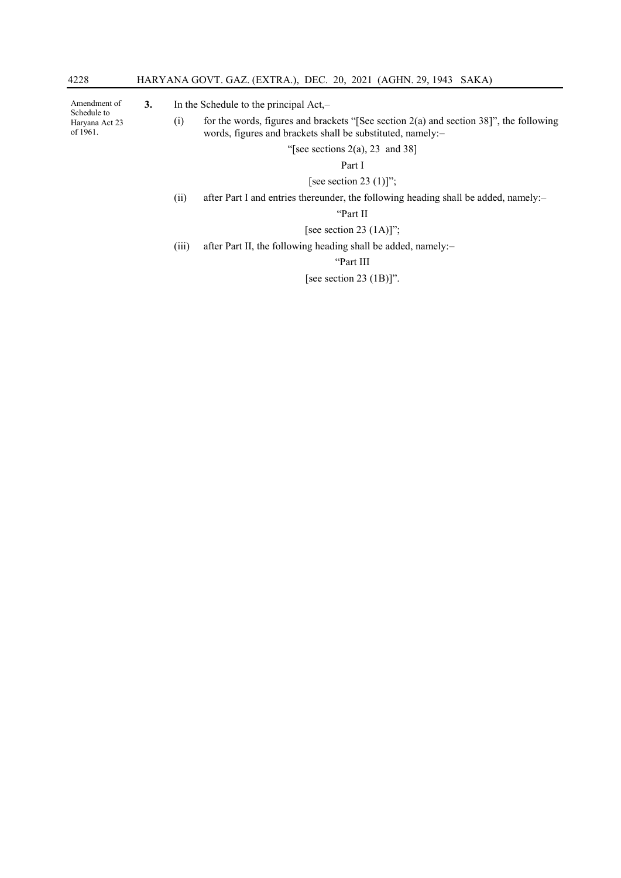Amendment of Schedule to Haryana Act 23 of 1961.

**3.** In the Schedule to the principal Act,–

(i) for the words, figures and brackets "[See section 2(a) and section 38]", the following words, figures and brackets shall be substituted, namely:–

"[see sections 2(a), 23 and 38]

Part I

[see section 23 (1)]";

(ii) after Part I and entries thereunder, the following heading shall be added, namely:–

"Part II

[see section 23 (1A)]";

(iii) after Part II, the following heading shall be added, namely:–

"Part III

[see section 23 (1B)]".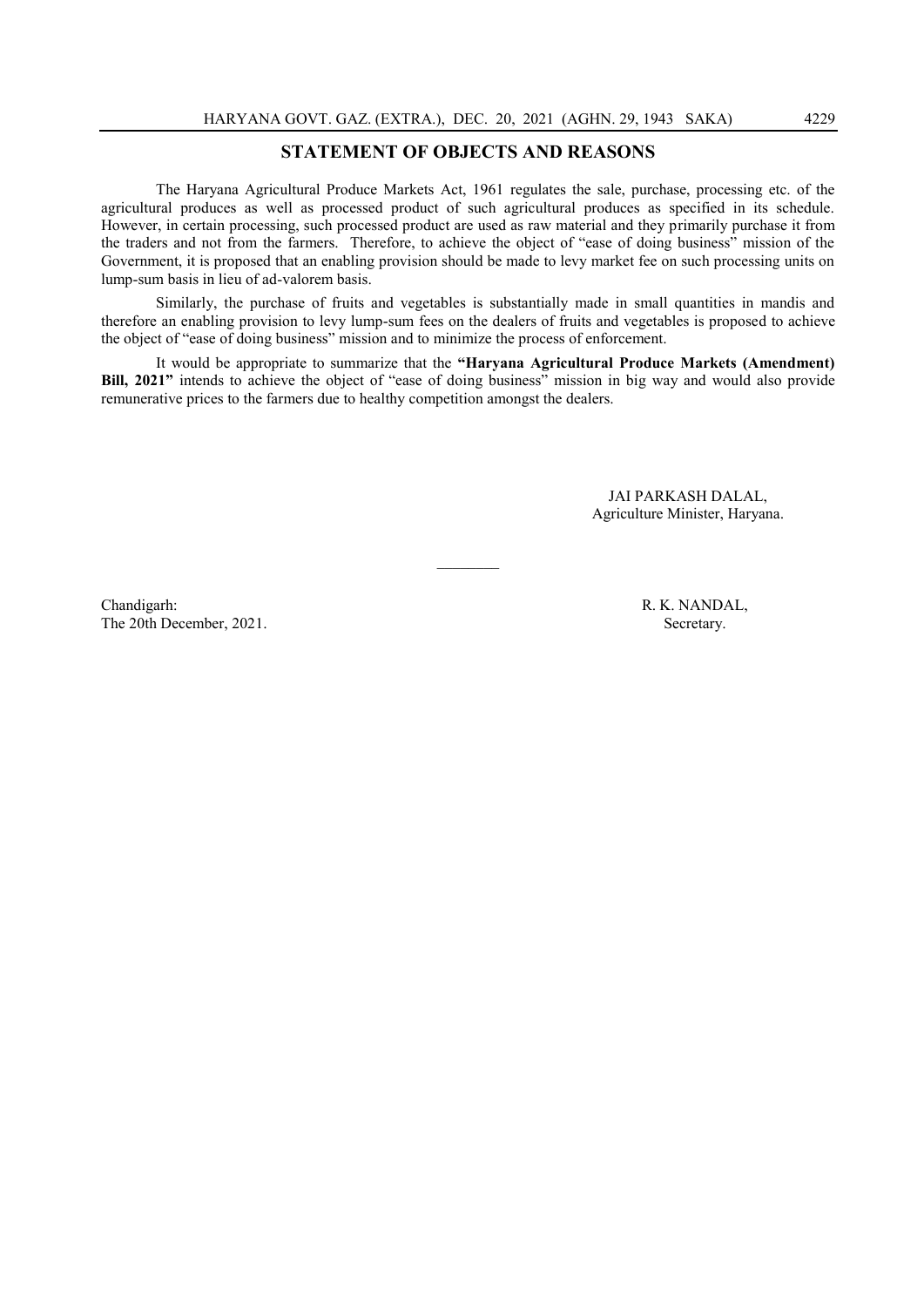## STATEMENT OF OBJECTS AND REASONS

The Haryana Agricultural Produce Markets Act, 1961 regulates the sale, purchase, processing etc. of the agricultural produces as well as processed product of such agricultural produces as specified in its schedule. However, in certain processing, such processed product are used as raw material and they primarily purchase it from the traders and not from the farmers. Therefore, to achieve the object of "ease of doing business" mission of the Government, it is proposed that an enabling provision should be made to levy market fee on such processing units on lump-sum basis in lieu of ad-valorem basis.

Similarly, the purchase of fruits and vegetables is substantially made in small quantities in mandis and therefore an enabling provision to levy lump-sum fees on the dealers of fruits and vegetables is proposed to achieve the object of "ease of doing business" mission and to minimize the process of enforcement.

It would be appropriate to summarize that the **"Haryana Agricultural Produce Markets (Amendment) Bill, 2021"** intends to achieve the object of "ease of doing business" mission in big way and would also provide remunerative prices to the farmers due to healthy competition amongst the dealers.

JAI PARKASH DALAL,
Agriculture Minister, Haryana.

---

Chandigarh:
The 20th December, 2021.

R. K. NANDAL,
Secretary.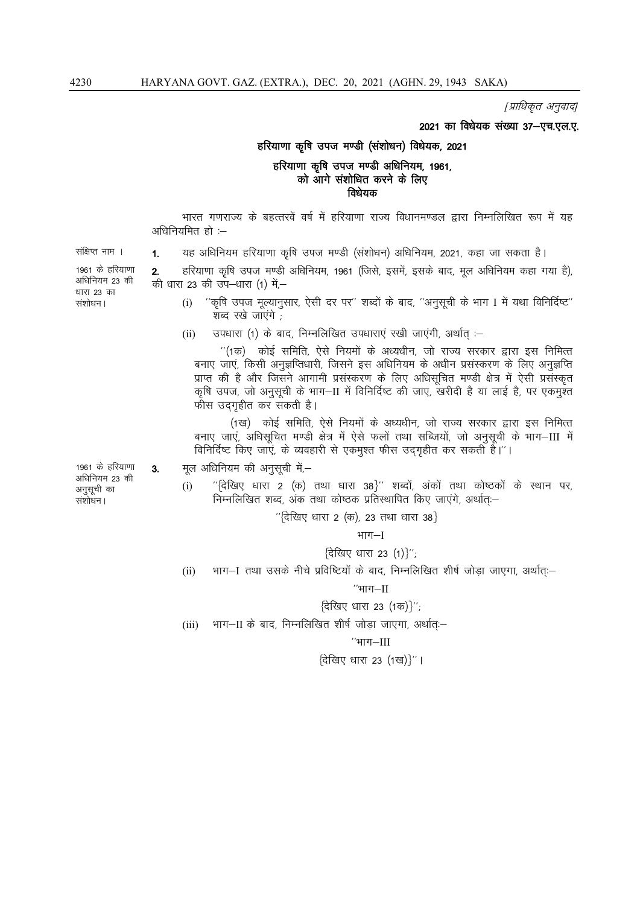*[प्राधिकृत अनुवाद]*

**2021 का विधेयक संख्या 37–एच.एल.ए.**

## हरियाणा कृषि उपज मण्डी (संशोधन) विधेयक, 2021

### हरियाणा कृषि उपज मण्डी अधिनियम, 1961, को आगे संशोधित करने के लिए विधेयक

भारत गणराज्य के बहत्तरवें वर्ष में हरियाणा राज्य विधानमण्डल द्वारा निम्नलिखित रूप में यह अधिनियमित हो :–

संक्षिप्त नाम ।

**1.** यह अधिनियम हरियाणा कृषि उपज मण्डी (संशोधन) अधिनियम, 2021, कहा जा सकता है।

1961 के हरियाणा अधिनियम 23 की धारा 23 का संशोधन।

**2.** हरियाणा कृषि उपज मण्डी अधिनियम, 1961 (जिसे, इसमें, इसके बाद, मूल अधिनियम कहा गया है), की धारा 23 की उप–धारा (1) में,–

(i) ''कृषि उपज मूल्यानुसार, ऐसी दर पर'' शब्दों के बाद, ''अनुसूची के भाग I में यथा विनिर्दिष्ट'' शब्द रखे जाएंगे ;

(ii) उपधारा (1) के बाद, निम्नलिखित उपधाराएं रखी जाएंगी, अर्थात् :–

''(1क) कोई समिति, ऐसे नियमों के अध्यधीन, जो राज्य सरकार द्वारा इस निमित्त बनाए जाएं, किसी अनुज्ञप्तिधारी, जिसने इस अधिनियम के अधीन प्रसंस्करण के लिए अनुज्ञप्ति प्राप्त की है और जिसने आगामी प्रसंस्करण के लिए अधिसूचित मण्डी क्षेत्र में ऐसी प्रसंस्कृत कृषि उपज, जो अनुसूची के भाग–II में विनिर्दिष्ट की जाए, खरीदी है या लाई है, पर एकमुश्त फीस उद्‌गृहीत कर सकती है।

(1ख) कोई समिति, ऐसे नियमों के अध्यधीन, जो राज्य सरकार द्वारा इस निमित्त बनाए जाएं, अधिसूचित मण्डी क्षेत्र में ऐसे फलों तथा सब्जियों, जो अनुसूची के भाग–III में विनिर्दिष्ट किए जाएं, के व्यवहारी से एकमुश्त फीस उद्‌गृहीत कर सकती है।''।

1961 के हरियाणा अधिनियम 23 की अनुसूची का संशोधन।

**3.** मूल अधिनियम की अनुसूची में,–

(i) ''{देखिए धारा 2 (क) तथा धारा 38}'' शब्दों, अंकों तथा कोष्ठकों के स्थान पर, निम्नलिखित शब्द, अंक तथा कोष्ठक प्रतिस्थापित किए जाएंगे, अर्थात्:–

''{देखिए धारा 2 (क), 23 तथा धारा 38}

भाग–I

{देखिए धारा 23 (1)}'';

(ii) भाग–I तथा उसके नीचे प्रविष्टियों के बाद, निम्नलिखित शीर्ष जोड़ा जाएगा, अर्थात्:–

''भाग–II

{देखिए धारा 23 (1क)}'';

(iii) भाग–II के बाद, निम्नलिखित शीर्ष जोड़ा जाएगा, अर्थात्:–

''भाग–III

{देखिए धारा 23 (1ख)}''।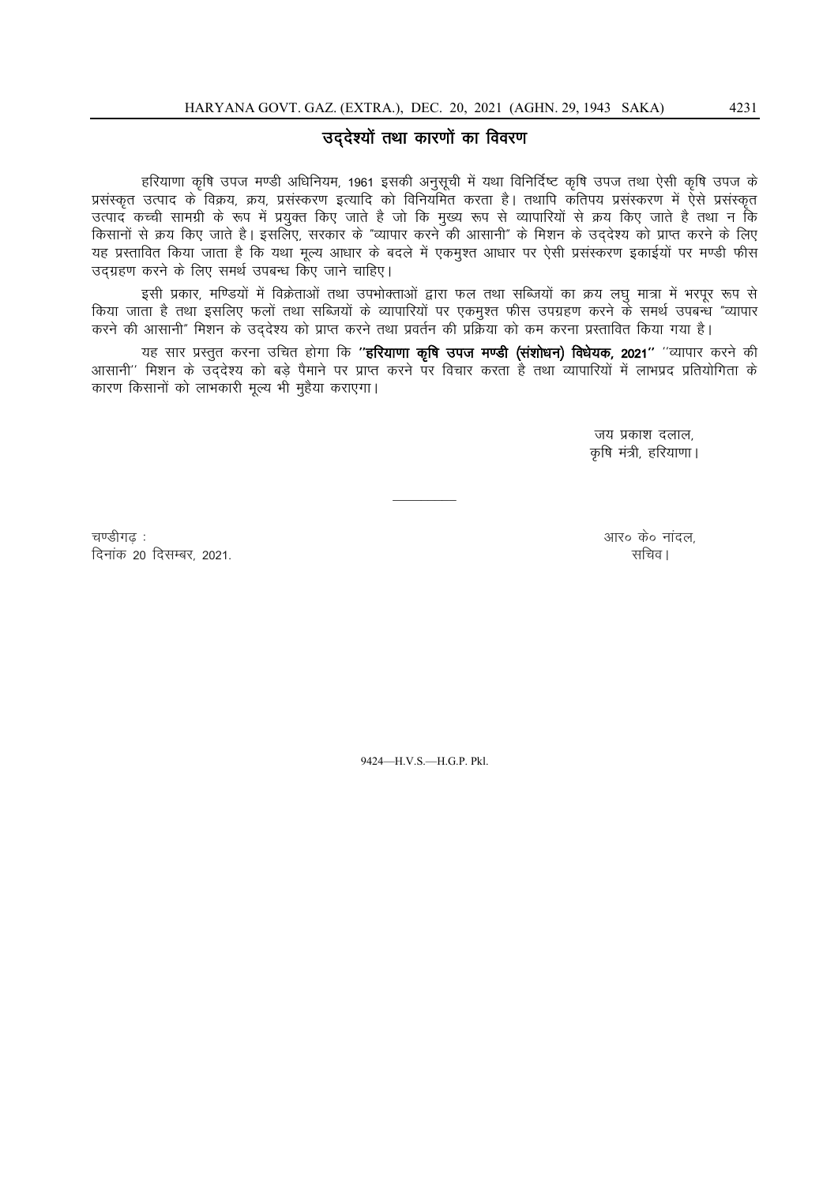## उद्देश्यों तथा कारणों का विवरण

हरियाणा कृषि उपज मण्डी अधिनियम, 1961 इसकी अनुसूची में यथा विनिर्दिष्ट कृषि उपज तथा ऐसी कृषि उपज के प्रसंस्कृत उत्पाद के विक्रय, क्रय, प्रसंस्करण इत्यादि को विनियमित करता है। तथापि कतिपय प्रसंस्करण में ऐसे प्रसंस्कृत उत्पाद कच्ची सामग्री के रूप में प्रयुक्त किए जाते है जो कि मुख्य रूप से व्यापारियों से क्रय किए जाते है तथा न कि किसानों से क्रय किए जाते है। इसलिए, सरकार के "व्यापार करने की आसानी" के मिशन के उद्देश्य को प्राप्त करने के लिए यह प्रस्तावित किया जाता है कि यथा मूल्य आधार के बदले में एकमुश्त आधार पर ऐसी प्रसंस्करण इकाईयों पर मण्डी फीस उद्ग्रहण करने के लिए समर्थ उपबन्ध किए जाने चाहिए।

इसी प्रकार, मण्डियों में विक्रेताओं तथा उपभोक्ताओं द्वारा फल तथा सब्जियों का क्रय लघु मात्रा में भरपूर रूप से किया जाता है तथा इसलिए फलों तथा सब्जियों के व्यापारियों पर एकमुश्त फीस उपग्रहण करने के समर्थ उपबन्ध "व्यापार करने की आसानी" मिशन के उद्देश्य को प्राप्त करने तथा प्रवर्तन की प्रक्रिया को कम करना प्रस्तावित किया गया है।

यह सार प्रस्तुत करना उचित होगा कि **"हरियाणा कृषि उपज मण्डी (संशोधन) विधेयक, 2021"** "व्यापार करने की आसानी" मिशन के उद्देश्य को बड़े पैमाने पर प्राप्त करने पर विचार करता है तथा व्यापारियों में लाभप्रद प्रतियोगिता के कारण किसानों को लाभकारी मूल्य भी मुहैया कराएगा।

जय प्रकाश दलाल,
कृषि मंत्री, हरियाणा।

---

चण्डीगढ़ :
दिनांक 20 दिसम्बर, 2021.

आर० के० नांदल,
सचिव।

9424—H.V.S.—H.G.P. Pkl.